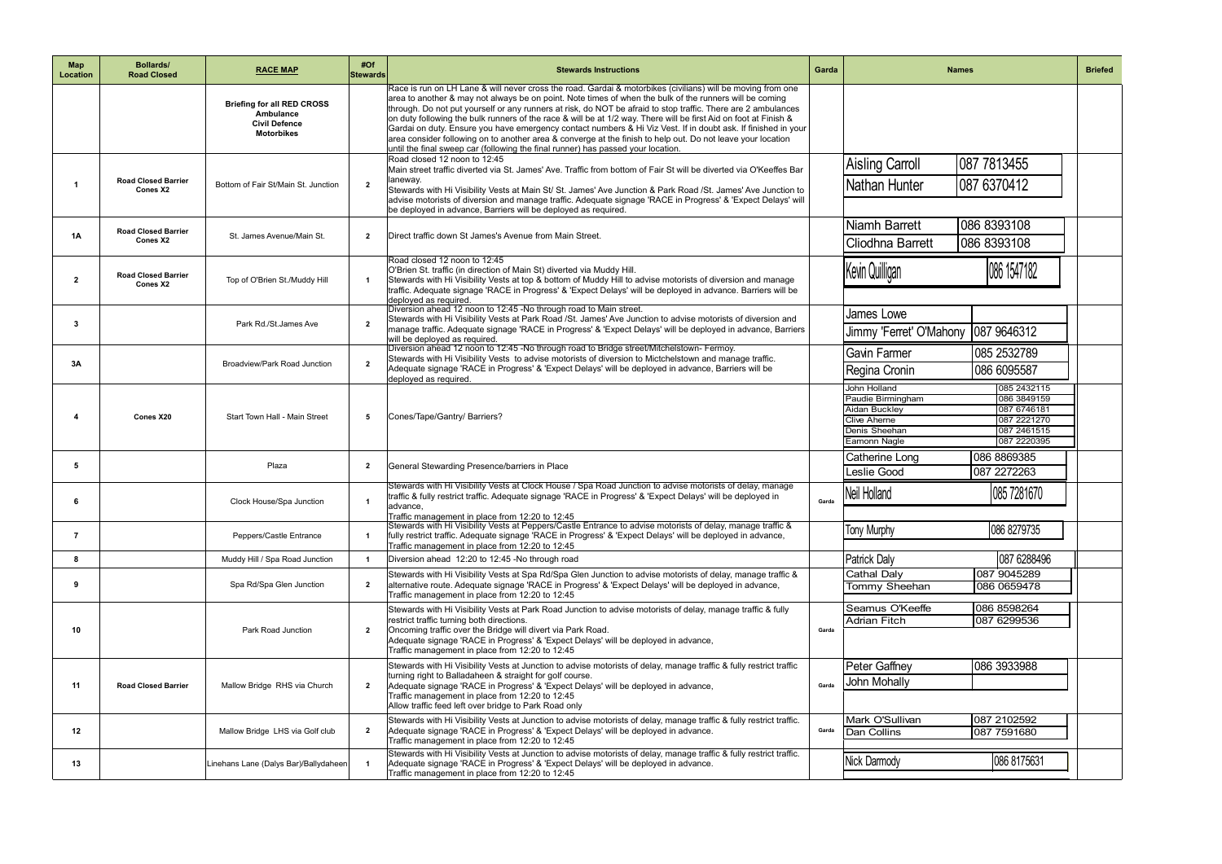| Map Location | Bollards/ Road Closed | RACE MAP | #Of Stewards | Stewards Instructions | Garda | Names | | Briefed |
|---|---|---|---|---|---|---|---|---|
| | | **Briefing for all RED CROSS Ambulance Civil Defence Motorbikes** | | Race is run on LH Lane & will never cross the road. Gardai & motorbikes (civilians) will be moving from one area to another & may not always be on point. Note times of when the bulk of the runners will be coming through. Do not put yourself or any runners at risk, do NOT be afraid to stop traffic. There are 2 ambulances on duty following the bulk runners of the race & will be at 1/2 way. There will be first Aid on foot at Finish & Gardai on duty. Ensure you have emergency contact numbers & Hi Viz Vest. If in doubt ask. If finished in your area consider following on to another area & converge at the finish to help out. Do not leave your location until the final sweep car (following the final runner) has passed your location. | | | | |
| **1** | **Road Closed Barrier Cones X2** | Bottom of Fair St/Main St. Junction | **2** | Road closed 12 noon to 12:45<br>Main street traffic diverted via St. James' Ave. Traffic from bottom of Fair St will be diverted via O'Keeffes Bar laneway.<br>Stewards with Hi Visibility Vests at Main St/ St. James' Ave Junction & Park Road /St. James' Ave Junction to advise motorists of diversion and manage traffic. Adequate signage 'RACE in Progress' & 'Expect Delays' will be deployed in advance, Barriers will be deployed as required. | | Aisling Carroll<br>Nathan Hunter | 087 7813455<br>087 6370412 | |
| **1A** | **Road Closed Barrier Cones X2** | St. James Avenue/Main St. | **2** | Direct traffic down St James's Avenue from Main Street. | | Niamh Barrett<br>Cliodhna Barrett | 086 8393108<br>086 8393108 | |
| **2** | **Road Closed Barrier Cones X2** | Top of O'Brien St./Muddy Hill | **1** | Road closed 12 noon to 12:45<br>O'Brien St. traffic (in direction of Main St) diverted via Muddy Hill.<br>Stewards with Hi Visibility Vests at top & bottom of Muddy Hill to advise motorists of diversion and manage traffic. Adequate signage 'RACE in Progress' & 'Expect Delays' will be deployed in advance. Barriers will be deployed as required. | | Kevin Quilligan | 086 1547182 | |
| **3** | | Park Rd./St.James Ave | **2** | Diversion ahead 12 noon to 12:45 -No through road to Main street.<br>Stewards with Hi Visibility Vests at Park Road /St. James' Ave Junction to advise motorists of diversion and manage traffic. Adequate signage 'RACE in Progress' & 'Expect Delays' will be deployed in advance, Barriers will be deployed as required. | | James Lowe<br>Jimmy 'Ferret' O'Mahony | <br>087 9646312 | |
| **3A** | | Broadview/Park Road Junction | **2** | Diversion ahead 12 noon to 12:45 -No through road to Bridge street/Mitchelstown- Fermoy.<br>Stewards with Hi Visibility Vests to advise motorists of diversion to Mictchelstown and manage traffic. Adequate signage 'RACE in Progress' & 'Expect Delays' will be deployed in advance, Barriers will be deployed as required. | | Gavin Farmer<br>Regina Cronin | 085 2532789<br>086 6095587 | |
| **4** | **Cones X20** | Start Town Hall - Main Street | **5** | Cones/Tape/Gantry/ Barriers? | | John Holland<br>Paudie Birmingham<br>Aidan Buckley<br>Clive Aherne<br>Denis Sheehan<br>Eamonn Nagle | 085 2432115<br>086 3849159<br>087 6746181<br>087 2221270<br>087 2461515<br>087 2220395 | |
| **5** | | Plaza | **2** | General Stewarding Presence/barriers in Place | | Catherine Long<br>Leslie Good | 086 8869385<br>087 2272263 | |
| **6** | | Clock House/Spa Junction | **1** | Stewards with Hi Visibility Vests at Clock House / Spa Road Junction to advise motorists of delay, manage traffic & fully restrict traffic. Adequate signage 'RACE in Progress' & 'Expect Delays' will be deployed in advance,<br>Traffic management in place from 12:20 to 12:45 | Garda | Neil Holland | 085 7281670 | |
| **7** | | Peppers/Castle Entrance | **1** | Stewards with Hi Visibility Vests at Peppers/Castle Entrance to advise motorists of delay, manage traffic & fully restrict traffic. Adequate signage 'RACE in Progress' & 'Expect Delays' will be deployed in advance,<br>Traffic management in place from 12:20 to 12:45 | | Tony Murphy | 086 8279735 | |
| **8** | | Muddy Hill / Spa Road Junction | **1** | Diversion ahead 12:20 to 12:45 -No through road | | Patrick Daly | 087 6288496 | |
| **9** | | Spa Rd/Spa Glen Junction | **2** | Stewards with Hi Visibility Vests at Spa Rd/Spa Glen Junction to advise motorists of delay, manage traffic & alternative route. Adequate signage 'RACE in Progress' & 'Expect Delays' will be deployed in advance,<br>Traffic management in place from 12:20 to 12:45 | | Cathal Daly<br>Tommy Sheehan | 087 9045289<br>086 0659478 | |
| **10** | | Park Road Junction | **2** | Stewards with Hi Visibility Vests at Park Road Junction to advise motorists of delay, manage traffic & fully restrict traffic turning both directions.<br>Oncoming traffic over the Bridge will divert via Park Road.<br>Adequate signage 'RACE in Progress' & 'Expect Delays' will be deployed in advance,<br>Traffic management in place from 12:20 to 12:45 | Garda | Seamus O'Keeffe<br>Adrian Fitch | 086 8598264<br>087 6299536 | |
| **11** | **Road Closed Barrier** | Mallow Bridge RHS via Church | **2** | Stewards with Hi Visibility Vests at Junction to advise motorists of delay, manage traffic & fully restrict traffic turning right to Balladaheen & straight for golf course.<br>Adequate signage 'RACE in Progress' & 'Expect Delays' will be deployed in advance,<br>Traffic management in place from 12:20 to 12:45<br>Allow traffic feed left over bridge to Park Road only | Garda | Peter Gaffney<br>John Mohally | 086 3933988 | |
| **12** | | Mallow Bridge LHS via Golf club | **2** | Stewards with Hi Visibility Vests at Junction to advise motorists of delay, manage traffic & fully restrict traffic. Adequate signage 'RACE in Progress' & 'Expect Delays' will be deployed in advance.<br>Traffic management in place from 12:20 to 12:45 | Garda | Mark O'Sullivan<br>Dan Collins | 087 2102592<br>087 7591680 | |
| **13** | | Linehans Lane (Dalys Bar)/Ballydaheen | **1** | Stewards with Hi Visibility Vests at Junction to advise motorists of delay, manage traffic & fully restrict traffic. Adequate signage 'RACE in Progress' & 'Expect Delays' will be deployed in advance.<br>Traffic management in place from 12:20 to 12:45 | | Nick Darmody | 086 8175631 | |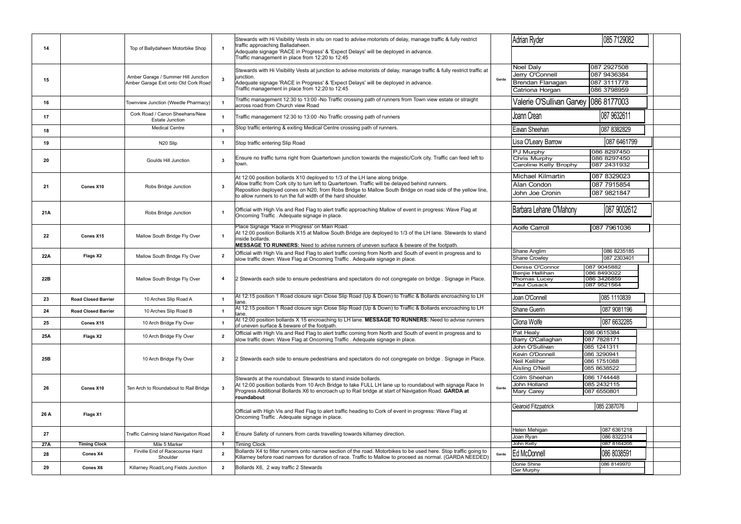| | | | | | | | |
|---|---|---|---|---|---|---|---|
| 14 | | Top of Ballydaheen Motorbike Shop | 1 | Stewards with Hi Visibility Vests in situ on road to advise motorists of delay, manage traffic & fully restrict traffic approaching Balladaheen.<br>Adequate signage 'RACE in Progress' & 'Expect Delays' will be deployed in advance.<br>Traffic management in place from 12:20 to 12:45 | | Adrian Ryder | 085 7129082 |
| 15 | | Amber Garage / Summer Hill Junction<br>Amber Garage Exit onto Old Cork Road | 3 | Stewards with Hi Visibility Vests at junction to advise motorists of delay, manage traffic & fully restrict traffic at junction.<br>Adequate signage 'RACE in Progress' & 'Expect Delays' will be deployed in advance.<br>Traffic management in place from 12:20 to 12:45 | Garda | Noel Daly<br>Jerry O'Connell<br>Brendan Flanagan<br>Catriona Horgan | 087 2927508<br>087 9436384<br>087 3111778<br>086 3798959 |
| 16 | | Townview Junction (Weedle Pharmacy) | 1 | Traffic management 12:30 to 13:00 -No Traffic crossing path of runners from Town view estate or straight across road from Church view Road | | Valerie O'Sullivan Garvey | 086 8177003 |
| 17 | | Cork Road / Canon Sheehans/New Estate Junction | 1 | Traffic management 12:30 to 13:00 -No Traffic crossing path of runners | | Joann Crean | 087 9632611 |
| 18 | | Medical Centre | 1 | Stop traffic entering & exiting Medical Centre crossing path of runners. | | Eavan Sheehan | 087 8382829 |
| 19 | | N20 Slip | 1 | Stop traffic entering Slip Road | | Lisa O'Leary Barrow | 087 6461799 |
| 20 | | Goulds Hill Junction | 3 | Ensure no traffic turns right from Quartertown junction towards the majestic/Cork city. Traffic can feed left to town. | | PJ Murphy<br>Chris Murphy<br>Caroline Kelly Brophy | 086 8297450<br>086 8297450<br>087 2431932 |
| 21 | Cones X10 | Robs Bridge Junction | 3 | At 12:00 position bollards X10 deployed to 1/3 of the LH lane along bridge.<br>Allow traffic from Cork city to turn left to Quartertown. Traffic will be delayed behind runners.<br>Reposition deployed cones on N20, from Robs Bridge to Mallow South Bridge on road side of the yellow line, to allow runners to run the full width of the hard shoulder. | | Michael Kilmartin<br>Alan Condon<br>John Joe Cronin | 087 8329023<br>087 7915854<br>087 9821847 |
| 21A | | Robs Bridge Junction | 1 | Official with High Vis and Red Flag to alert traffic approaching Mallow of event in progress: Wave Flag at Oncoming Traffic . Adequate signage in place. | | Barbara Lehane O'Mahony | 087 9002612 |
| 22 | Cones X15 | Mallow South Bridge Fly Over | 1 | Place Signage 'Race in Progress' on Main Road.<br>At 12:00 position Bollards X15 at Mallow South Bridge are deployed to 1/3 of the LH lane. Stewards to stand inside bollards.<br>**MESSAGE TO RUNNERS:** Need to advise runners of uneven surface & beware of the footpath. | | Aoife Carroll | 087 7961036 |
| 22A | Flags X2 | Mallow South Bridge Fly Over | 2 | Official with High Vis and Red Flag to alert traffic coming from North and South of event in progress and to slow traffic down: Wave Flag at Oncoming Traffic . Adequate signage in place. | | Shane Anglim<br>Shane Crowley | 086 8235185<br>087 2303401 |
| 22B | | Mallow South Bridge Fly Over | 4 | 2 Stewards each side to ensure pedestrians and spectators do not congregate on bridge . Signage in Place. | | Denise O'Connor<br>Benjie Hallihan<br>Thomas Lucey<br>Paul Cusack | 087 9045882<br>086 8493022<br>086 3426859<br>087 9521564 |
| 23 | Road Closed Barrier | 10 Arches Slip Road A | 1 | At 12:15 position 1 Road closure sign Close Slip Road (Up & Down) to Traffic & Bollards encroaching to LH lane. | | Joan O'Connell | 085 1110839 |
| 24 | Road Closed Barrier | 10 Arches Slip Road B | 1 | At 12:15 position 1 Road closure sign Close Slip Road (Up & Down) to Traffic & Bollards encroaching to LH lane. | | Shane Guerin | 087 9081196 |
| 25 | Cones X15 | 10 Arch Bridge Fly Over | 1 | At 12:00 position bollards X 15 encroaching to LH lane. **MESSAGE TO RUNNERS:** Need to advise runners of uneven surface & beware of the footpath. | | Cliona Wolfe | 087 6632285 |
| 25A | Flags X2 | 10 Arch Bridge Fly Over | 2 | Official with High Vis and Red Flag to alert traffic coming from North and South of event in progress and to slow traffic down: Wave Flag at Oncoming Traffic . Adequate signage in place. | | Pat Healy<br>Barry O'Callaghan | 086 0615384<br>087 7828171 |
| 25B | | 10 Arch Bridge Fly Over | 2 | 2 Stewards each side to ensure pedestrians and spectators do not congregate on bridge . Signage in Place. | | John O'Sullivan<br>Kevin O'Donnell<br>Neil Kelliher<br>Aisling O'Neill | 085 1241311<br>086 3290941<br>086 1751088<br>085 8638522 |
| 26 | Cones X10 | Ten Arch to Roundabout to Rail Bridge | 3 | Stewards at the roundabout. Stewards to stand inside bollards.<br>At 12:00 position bollards from 10 Arch Bridge to take FULL LH lane up to roundabout with signage Race In Progress Additional Bollards X6 to encroach up to Rail bridge at start of Navigation Road. **GARDA at roundabout** | Garda | Colm Sheehan<br>John Holland<br>Mary Carey | 086 1744448<br>085 2432115<br>087 6550801 |
| 26 A | Flags X1 | | | Official with High Vis and Red Flag to alert traffic heading to Cork of event in progress: Wave Flag at Oncoming Traffic . Adequate signage in place. | | Gearoid Fitzpatrick | 085 2387076 |
| 27 | | Traffic Calming Island Navigation Road | 2 | Ensure Safety of runners from cards travelling towards killarney direction. | | Helen Mehigan<br>Joan Ryan | 087 6361218<br>086 8322314 |
| 27A | Timing Clock | Mile 5 Marker | 1 | Timing Clock | | John Kelly | 087 8164205 |
| 28 | Cones X4 | Firville End of Racecourse Hard Shoulder | 2 | Bollards X4 to filter runners onto narrow section of the road. Motorbikes to be used here. Stop traffic going to Killarney before road narrows for duration of race. Traffic to Mallow to proceed as normal. (GARDA NEEDED) | Garda | Ed McDonnell | 086 8038591 |
| 29 | Cones X6 | Killarney Road/Long Fields Junction | 2 | Bollards X6, 2 way traffic 2 Stewards | | Donie Shine<br>Ger Murphy | 086 8149970 |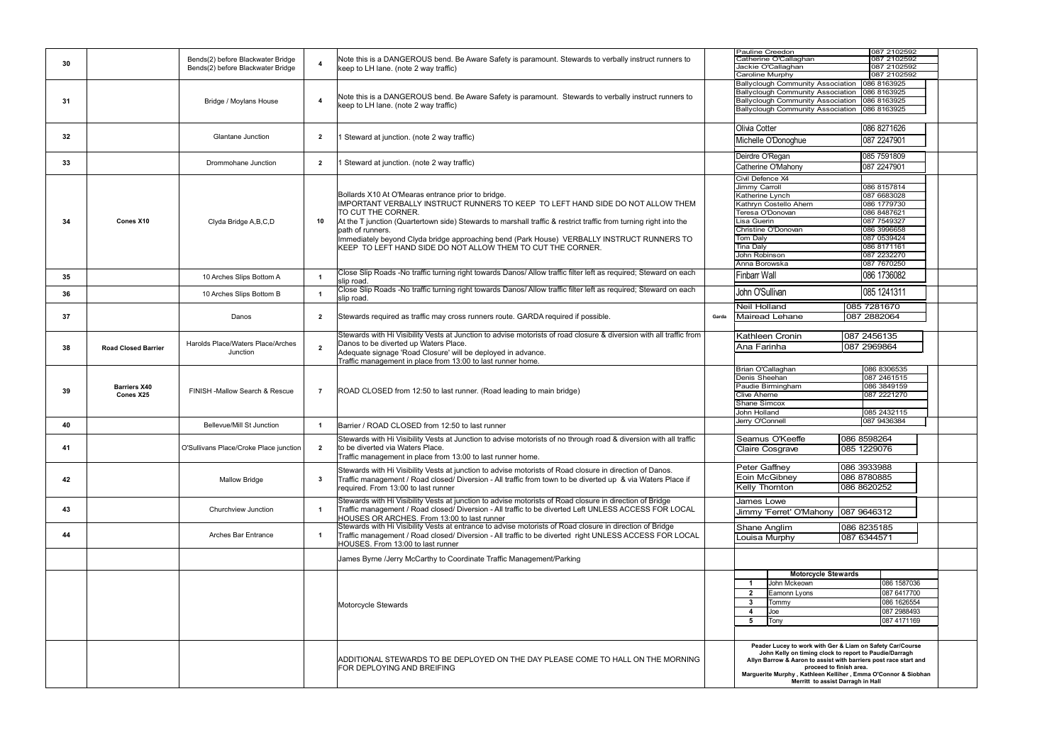| | | | | | | |
|---|---|---|---|---|---|---|
| 30 | | Bends(2) before Blackwater Bridge<br>Bends(2) before Blackwater Bridge | 4 | Note this is a DANGEROUS bend. Be Aware Safety is paramount. Stewards to verbally instruct runners to keep to LH lane. (note 2 way traffic) | | Pauline Creedon 087 2102592<br>Catherine O'Callaghan 087 2102592<br>Jackie O'Callaghan 087 2102592<br>Caroline Murphy 087 2102592 |
| 31 | | Bridge / Moylans House | 4 | Note this is a DANGEROUS bend. Be Aware Safety is paramount. Stewards to verbally instruct runners to keep to LH lane. (note 2 way traffic) | | Ballyclough Community Association 086 8163925<br>Ballyclough Community Association 086 8163925<br>Ballyclough Community Association 086 8163925<br>Ballyclough Community Association 086 8163925 |
| 32 | | Glantane Junction | 2 | 1 Steward at junction. (note 2 way traffic) | | Olivia Cotter 086 8271626<br>Michelle O'Donoghue 087 2247901 |
| 33 | | Drommohane Junction | 2 | 1 Steward at junction. (note 2 way traffic) | | Deirdre O'Regan 085 7591809<br>Catherine O'Mahony 087 2247901 |
| 34 | Cones X10 | Clyda Bridge A,B,C,D | 10 | Bollards X10 At O'Mearas entrance prior to bridge.<br>IMPORTANT VERBALLY INSTRUCT RUNNERS TO KEEP TO LEFT HAND SIDE DO NOT ALLOW THEM TO CUT THE CORNER.<br>At the T junction (Quartertown side) Stewards to marshall traffic & restrict traffic from turning right into the path of runners.<br>Immediately beyond Clyda bridge approaching bend (Park House) VERBALLY INSTRUCT RUNNERS TO KEEP TO LEFT HAND SIDE DO NOT ALLOW THEM TO CUT THE CORNER. | | Civil Defence X4<br>Jimmy Carroll 086 8157814<br>Katherine Lynch 087 6683028<br>Kathryn Costello Ahern 086 1779730<br>Teresa O'Donovan 086 8487621<br>Lisa Guerin 087 7549327<br>Christine O'Donovan 086 3996658<br>Tom Daly 087 0539424<br>Tina Daly 086 8171161<br>John Robinson 087 2232270<br>Anna Borowska 087 7670250 |
| 35 | | 10 Arches Slips Bottom A | 1 | Close Slip Roads -No traffic turning right towards Danos/ Allow traffic filter left as required; Steward on each slip road. | | Finbarr Wall 086 1736082 |
| 36 | | 10 Arches Slips Bottom B | 1 | Close Slip Roads -No traffic turning right towards Danos/ Allow traffic filter left as required; Steward on each slip road. | | John O'Sullivan 085 1241311 |
| 37 | | Danos | 2 | Stewards required as traffic may cross runners route. GARDA required if possible. | Garda | Neil Holland 085 7281670<br>Mairead Lehane 087 2882064 |
| 38 | Road Closed Barrier | Harolds Place/Waters Place/Arches Junction | 2 | Stewards with Hi Visibility Vests at Junction to advise motorists of road closure & diversion with all traffic from Danos to be diverted up Waters Place.<br>Adequate signage 'Road Closure' will be deployed in advance.<br>Traffic management in place from 13:00 to last runner home. | | Kathleen Cronin 087 2456135<br>Ana Farinha 087 2969864 |
| 39 | Barriers X40<br>Cones X25 | FINISH -Mallow Search & Rescue | 7 | ROAD CLOSED from 12:50 to last runner. (Road leading to main bridge) | | Brian O'Callaghan 086 8306535<br>Denis Sheehan 087 2461515<br>Paudie Birmingham 086 3849159<br>Clive Aherne 087 2221270<br>Shane Simcox<br>John Holland 085 2432115 |
| 40 | | Bellevue/Mill St Junction | 1 | Barrier / ROAD CLOSED from 12:50 to last runner | | Jerry O'Connell 087 9436384 |
| 41 | | O'Sullivans Place/Croke Place junction | 2 | Stewards with Hi Visibility Vests at Junction to advise motorists of no through road & diversion with all traffic to be diverted via Waters Place.<br>Traffic management in place from 13:00 to last runner home. | | Seamus O'Keeffe 086 8598264<br>Claire Cosgrave 085 1229076 |
| 42 | | Mallow Bridge | 3 | Stewards with Hi Visibility Vests at junction to advise motorists of Road closure in direction of Danos.<br>Traffic management / Road closed/ Diversion - All traffic from town to be diverted up & via Waters Place if required. From 13:00 to last runner | | Peter Gaffney 086 3933988<br>Eoin McGibney 086 8780885<br>Kelly Thornton 086 8620252 |
| 43 | | Churchview Junction | 1 | Stewards with Hi Visibility Vests at junction to advise motorists of Road closure in direction of Bridge<br>Traffic management / Road closed/ Diversion - All traffic to be diverted Left UNLESS ACCESS FOR LOCAL HOUSES OR ARCHES. From 13:00 to last runner | | James Lowe<br>Jimmy 'Ferret' O'Mahony 087 9646312 |
| 44 | | Arches Bar Entrance | 1 | Stewards with Hi Visibility Vests at entrance to advise motorists of Road closure in direction of Bridge<br>Traffic management / Road closed/ Diversion - All traffic to be diverted right UNLESS ACCESS FOR LOCAL HOUSES. From 13:00 to last runner | | Shane Anglim 086 8235185<br>Louisa Murphy 087 6344571 |
| | | | | James Byrne /Jerry McCarthy to Coordinate Traffic Management/Parking | | |
| | | | | Motorcycle Stewards | | **Motorcycle Stewards**<br>1 John Mckeown 086 1587036<br>2 Eamonn Lyons 087 6417700<br>3 Tommy 086 1626554<br>4 Joe 087 2988493<br>5 Tony 087 4171169 |
| | | | | ADDITIONAL STEWARDS TO BE DEPLOYED ON THE DAY PLEASE COME TO HALL ON THE MORNING FOR DEPLOYING AND BREIFING | | **Peader Lucey to work with Ger & Liam on Safety Car/Course<br>John Kelly on timing clock to report to Paudie/Darragh<br>Allyn Barrow & Aaron to assist with barriers post race start and proceed to finish area.<br>Marguerite Murphy , Kathleen Kelliher , Emma O'Connor & Siobhan Merritt to assist Darragh in Hall** |